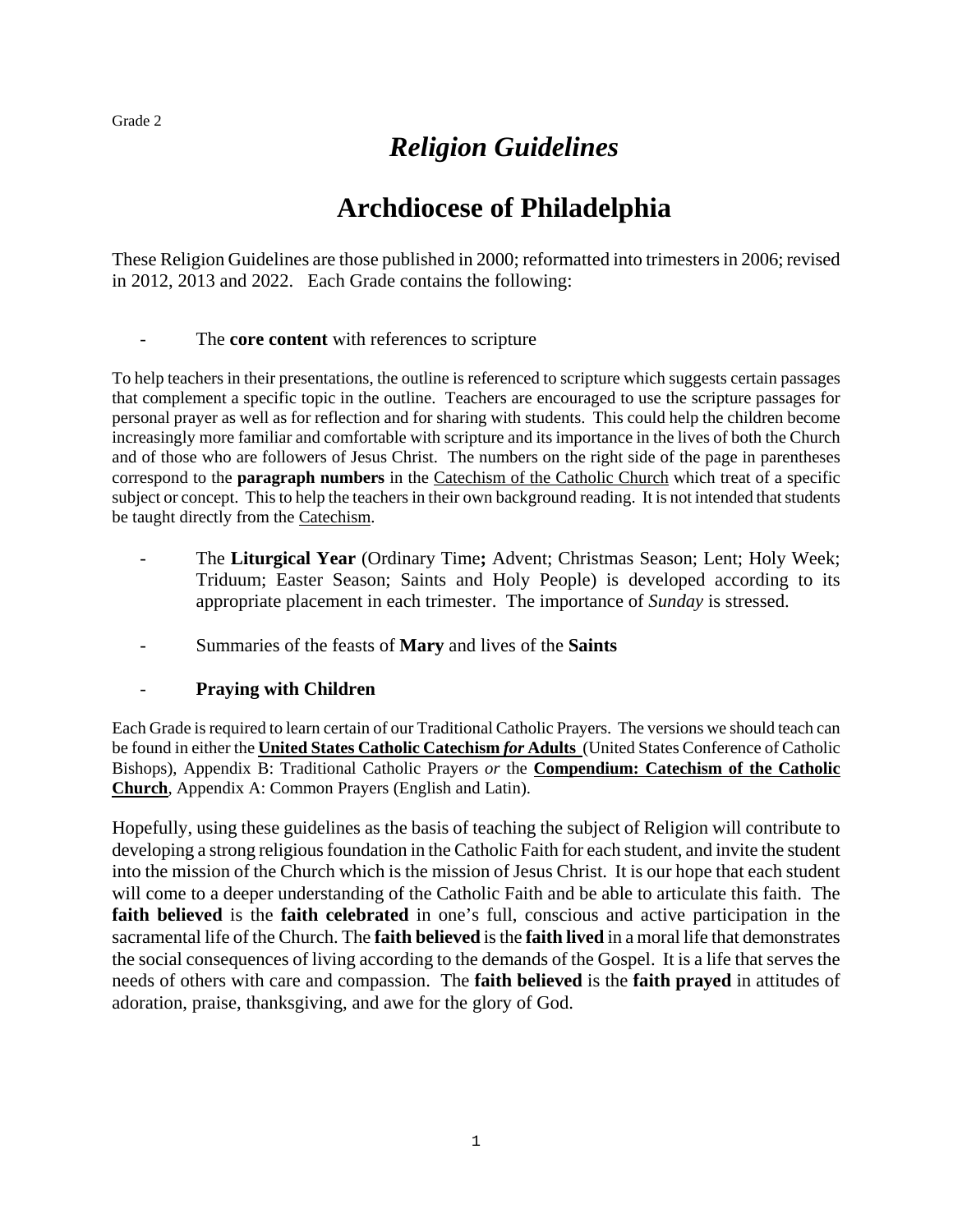Grade 2

# *Religion Guidelines*

# Archdiocese of Philadelphia

These Religion Guidelines are those published in 2000; reformatted into trimesters in 2006; revised in 2012, 2013 and 2022. Each Grade contains the following:

- The **core content** with references to scripture

To help teachers in their presentations, the outline is referenced to scripture which suggests certain passages that complement a specific topic in the outline. Teachers are encouraged to use the scripture passages for personal prayer as well as for reflection and for sharing with students. This could help the children become increasingly more familiar and comfortable with scripture and its importance in the lives of both the Church and of those who are followers of Jesus Christ. The numbers on the right side of the page in parentheses correspond to the **paragraph numbers** in the Catechism of the Catholic Church which treat of a specific subject or concept. This to help the teachers in their own background reading. It is not intended that students be taught directly from the Catechism.

- The **Liturgical Year** (Ordinary Time**;** Advent; Christmas Season; Lent; Holy Week; Triduum; Easter Season; Saints and Holy People) is developed according to its appropriate placement in each trimester. The importance of *Sunday* is stressed.

- Summaries of the feasts of **Mary** and lives of the **Saints**

- **Praying with Children**

Each Grade is required to learn certain of our Traditional Catholic Prayers. The versions we should teach can be found in either the **United States Catholic Catechism *for* Adults** (United States Conference of Catholic Bishops), Appendix B: Traditional Catholic Prayers *or* the **Compendium: Catechism of the Catholic Church**, Appendix A: Common Prayers (English and Latin).

Hopefully, using these guidelines as the basis of teaching the subject of Religion will contribute to developing a strong religious foundation in the Catholic Faith for each student, and invite the student into the mission of the Church which is the mission of Jesus Christ. It is our hope that each student will come to a deeper understanding of the Catholic Faith and be able to articulate this faith. The **faith believed** is the **faith celebrated** in one's full, conscious and active participation in the sacramental life of the Church. The **faith believed** is the **faith lived** in a moral life that demonstrates the social consequences of living according to the demands of the Gospel. It is a life that serves the needs of others with care and compassion. The **faith believed** is the **faith prayed** in attitudes of adoration, praise, thanksgiving, and awe for the glory of God.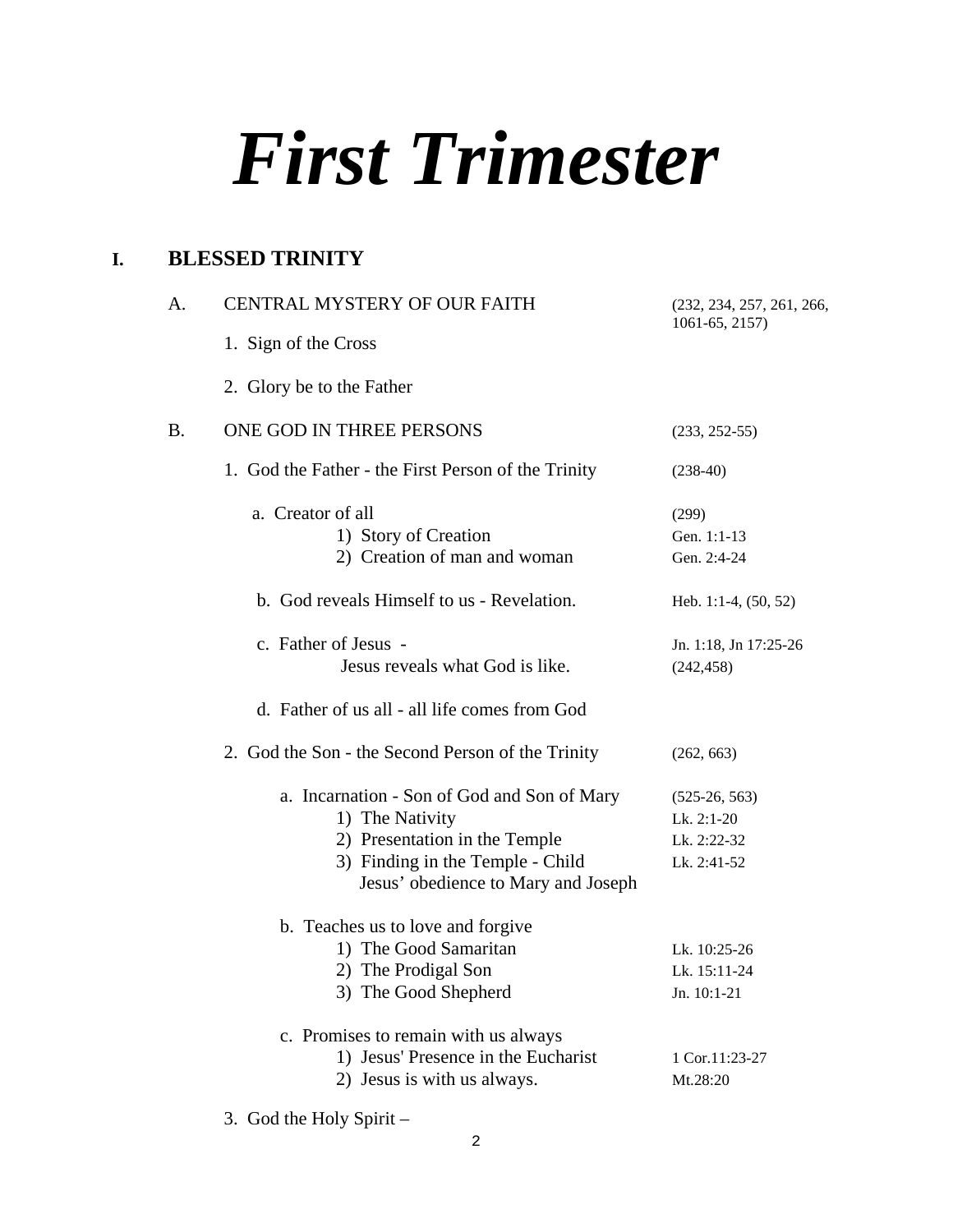# *First Trimester*

## I. BLESSED TRINITY

A. CENTRAL MYSTERY OF OUR FAITH (232, 234, 257, 261, 266, 1061-65, 2157)

1. Sign of the Cross
2. Glory be to the Father

B. ONE GOD IN THREE PERSONS (233, 252-55)

1. God the Father - the First Person of the Trinity (238-40)

    a. Creator of all (299)
        1) Story of Creation — Gen. 1:1-13
        2) Creation of man and woman — Gen. 2:4-24

    b. God reveals Himself to us - Revelation. — Heb. 1:1-4, (50, 52)

    c. Father of Jesus - Jesus reveals what God is like. — Jn. 1:18, Jn 17:25-26 (242,458)

    d. Father of us all - all life comes from God

2. God the Son - the Second Person of the Trinity (262, 663)

    a. Incarnation - Son of God and Son of Mary (525-26, 563)
        1) The Nativity — Lk. 2:1-20
        2) Presentation in the Temple — Lk. 2:22-32
        3) Finding in the Temple - Child Jesus' obedience to Mary and Joseph — Lk. 2:41-52

    b. Teaches us to love and forgive
        1) The Good Samaritan — Lk. 10:25-26
        2) The Prodigal Son — Lk. 15:11-24
        3) The Good Shepherd — Jn. 10:1-21

    c. Promises to remain with us always
        1) Jesus' Presence in the Eucharist — 1 Cor.11:23-27
        2) Jesus is with us always. — Mt.28:20

3. God the Holy Spirit –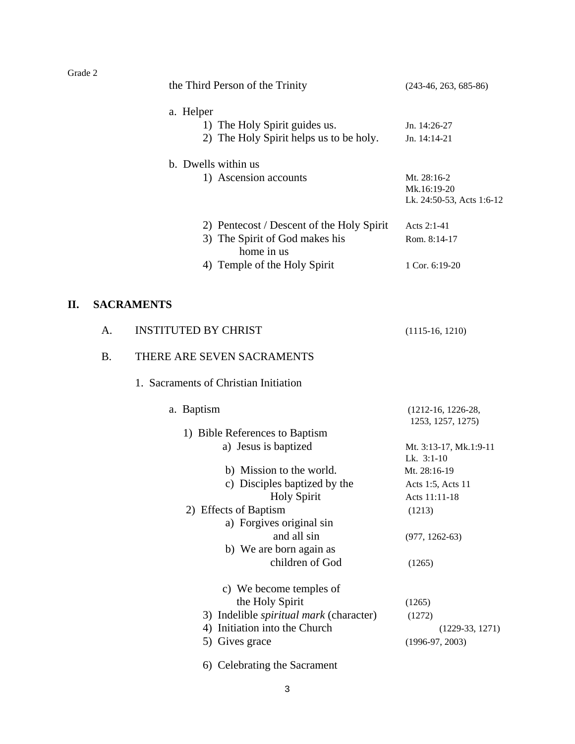the Third Person of the Trinity (243-46, 263, 685-86)

a. Helper
   1) The Holy Spirit guides us. — Jn. 14:26-27
   2) The Holy Spirit helps us to be holy. — Jn. 14:14-21

b. Dwells within us
   1) Ascension accounts — Mt. 28:16-2, Mk.16:19-20, Lk. 24:50-53, Acts 1:6-12
   2) Pentecost / Descent of the Holy Spirit — Acts 2:1-41
   3) The Spirit of God makes his home in us — Rom. 8:14-17
   4) Temple of the Holy Spirit — 1 Cor. 6:19-20

## II. SACRAMENTS

### A. INSTITUTED BY CHRIST (1115-16, 1210)

### B. THERE ARE SEVEN SACRAMENTS

1. Sacraments of Christian Initiation

   a. Baptism (1212-16, 1226-28, 1253, 1257, 1275)

      1) Bible References to Baptism
         a) Jesus is baptized — Mt. 3:13-17, Mk.1:9-11, Lk. 3:1-10
         b) Mission to the world. — Mt. 28:16-19
         c) Disciples baptized by the Holy Spirit — Acts 1:5, Acts 11, Acts 11:11-18
      2) Effects of Baptism (1213)
         a) Forgives original sin and all sin (977, 1262-63)
         b) We are born again as children of God (1265)
         c) We become temples of the Holy Spirit (1265)
      3) Indelible *spiritual mark* (character) (1272)
      4) Initiation into the Church (1229-33, 1271)
      5) Gives grace (1996-97, 2003)
      6) Celebrating the Sacrament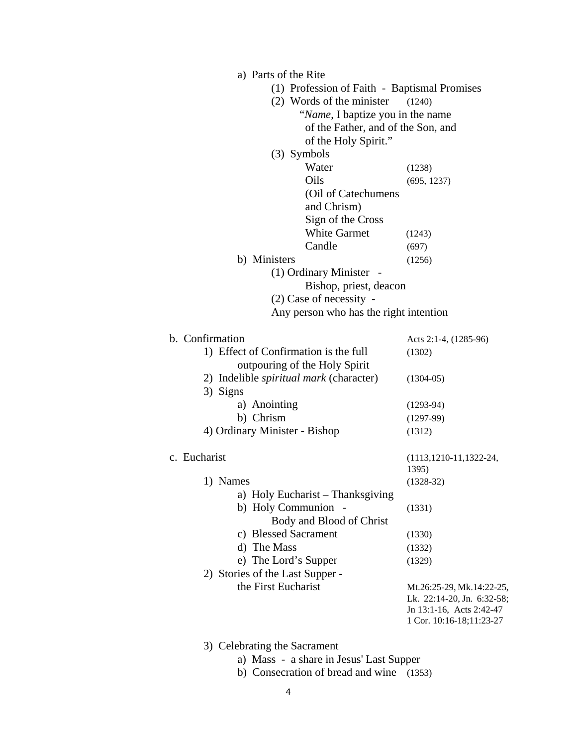- a) Parts of the Rite
  - (1) Profession of Faith - Baptismal Promises
  - (2) Words of the minister (1240)
    - "*Name*, I baptize you in the name of the Father, and of the Son, and of the Holy Spirit."
  - (3) Symbols
    - Water (1238)
    - Oils (695, 1237) (Oil of Catechumens and Chrism)
    - Sign of the Cross
    - White Garmet (1243)
    - Candle (697)
- b) Ministers (1256)
  - (1) Ordinary Minister - Bishop, priest, deacon
  - (2) Case of necessity - Any person who has the right intention

b. Confirmation — Acts 2:1-4, (1285-96)

- 1) Effect of Confirmation is the full outpouring of the Holy Spirit (1302)
- 2) Indelible *spiritual mark* (character) (1304-05)
- 3) Signs
  - a) Anointing (1293-94)
  - b) Chrism (1297-99)
- 4) Ordinary Minister - Bishop (1312)

c. Eucharist — (1113,1210-11,1322-24, 1395)

- 1) Names (1328-32)
  - a) Holy Eucharist – Thanksgiving
  - b) Holy Communion - Body and Blood of Christ (1331)
  - c) Blessed Sacrament (1330)
  - d) The Mass (1332)
  - e) The Lord's Supper (1329)
- 2) Stories of the Last Supper - the First Eucharist — Mt.26:25-29, Mk.14:22-25, Lk. 22:14-20, Jn. 6:32-58; Jn 13:1-16, Acts 2:42-47 1 Cor. 10:16-18;11:23-27
- 3) Celebrating the Sacrament
  - a) Mass - a share in Jesus' Last Supper
  - b) Consecration of bread and wine (1353)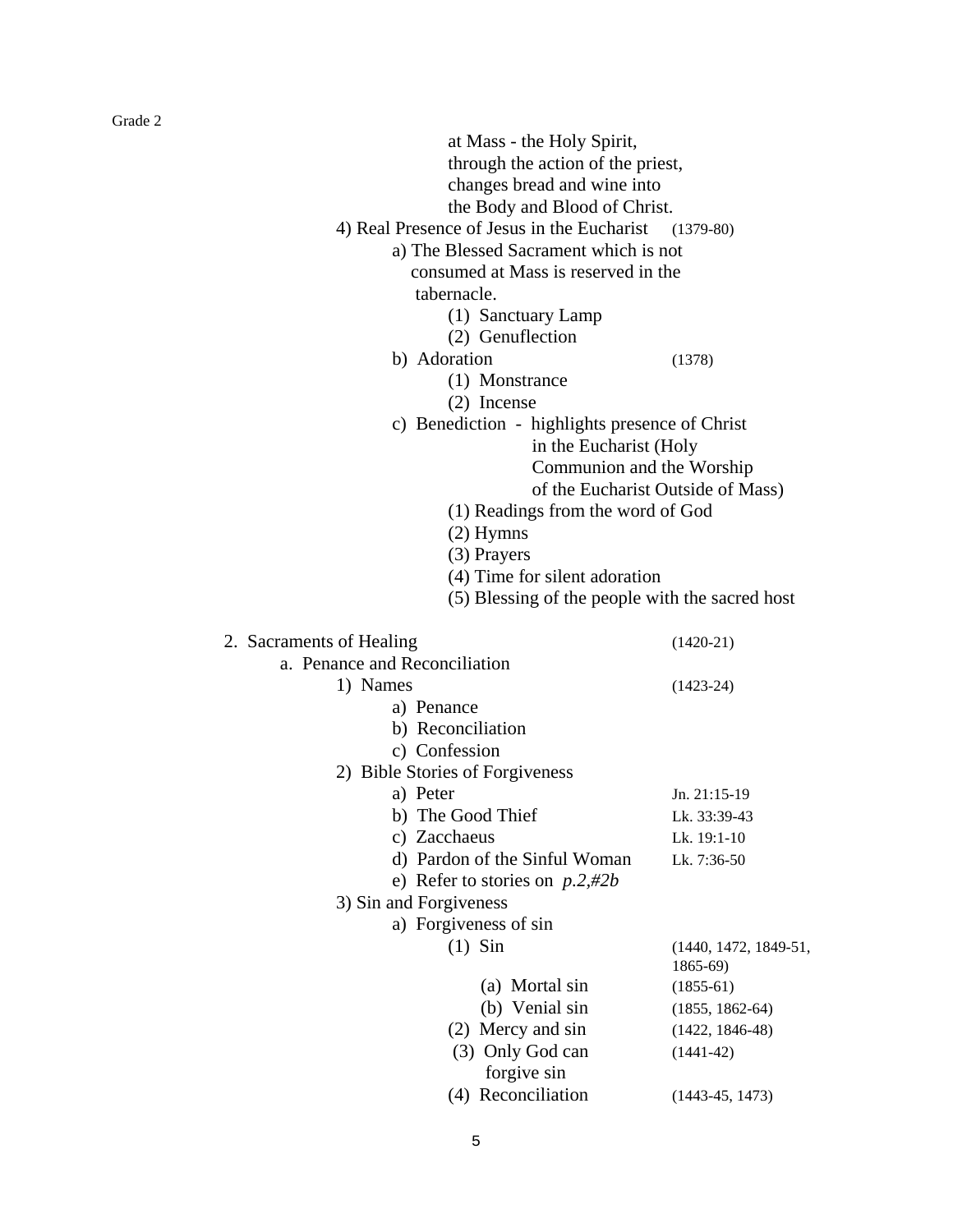at Mass - the Holy Spirit, through the action of the priest, changes bread and wine into the Body and Blood of Christ.

- 4) Real Presence of Jesus in the Eucharist (1379-80)
  - a) The Blessed Sacrament which is not consumed at Mass is reserved in the tabernacle.
    - (1) Sanctuary Lamp
    - (2) Genuflection
  - b) Adoration (1378)
    - (1) Monstrance
    - (2) Incense
  - c) Benediction - highlights presence of Christ in the Eucharist (Holy Communion and the Worship of the Eucharist Outside of Mass)
    - (1) Readings from the word of God
    - (2) Hymns
    - (3) Prayers
    - (4) Time for silent adoration
    - (5) Blessing of the people with the sacred host

2. Sacraments of Healing (1420-21)
   - a. Penance and Reconciliation
     - 1) Names (1423-24)
       - a) Penance
       - b) Reconciliation
       - c) Confession
     - 2) Bible Stories of Forgiveness
       - a) Peter — Jn. 21:15-19
       - b) The Good Thief — Lk. 33:39-43
       - c) Zacchaeus — Lk. 19:1-10
       - d) Pardon of the Sinful Woman — Lk. 7:36-50
       - e) Refer to stories on *p.2,#2b*
     - 3) Sin and Forgiveness
       - a) Forgiveness of sin
         - (1) Sin (1440, 1472, 1849-51, 1865-69)
           - (a) Mortal sin (1855-61)
           - (b) Venial sin (1855, 1862-64)
         - (2) Mercy and sin (1422, 1846-48)
         - (3) Only God can forgive sin (1441-42)
         - (4) Reconciliation (1443-45, 1473)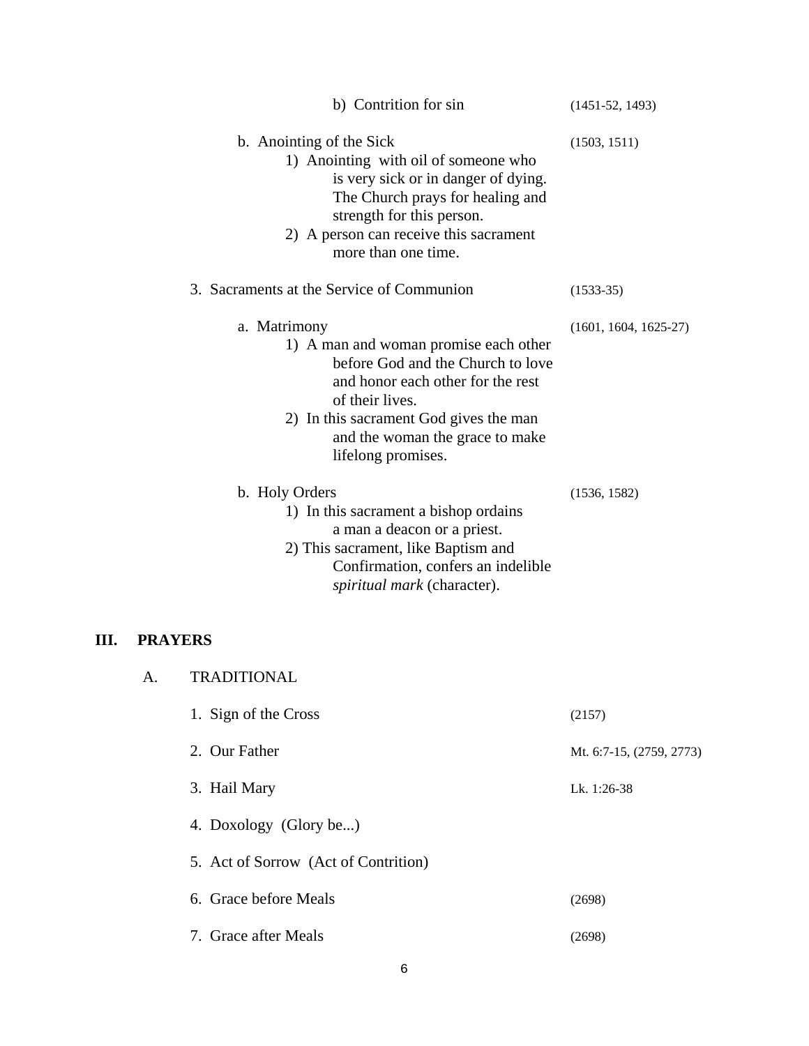b) Contrition for sin (1451-52, 1493)

b. Anointing of the Sick (1503, 1511)
   1) Anointing with oil of someone who is very sick or in danger of dying. The Church prays for healing and strength for this person.
   2) A person can receive this sacrament more than one time.

3. Sacraments at the Service of Communion (1533-35)

a. Matrimony (1601, 1604, 1625-27)
   1) A man and woman promise each other before God and the Church to love and honor each other for the rest of their lives.
   2) In this sacrament God gives the man and the woman the grace to make lifelong promises.

b. Holy Orders (1536, 1582)
   1) In this sacrament a bishop ordains a man a deacon or a priest.
   2) This sacrament, like Baptism and Confirmation, confers an indelible *spiritual mark* (character).

# III. PRAYERS

## A. TRADITIONAL

1. Sign of the Cross (2157)

2. Our Father Mt. 6:7-15, (2759, 2773)

3. Hail Mary Lk. 1:26-38

4. Doxology (Glory be...)

5. Act of Sorrow (Act of Contrition)

6. Grace before Meals (2698)

7. Grace after Meals (2698)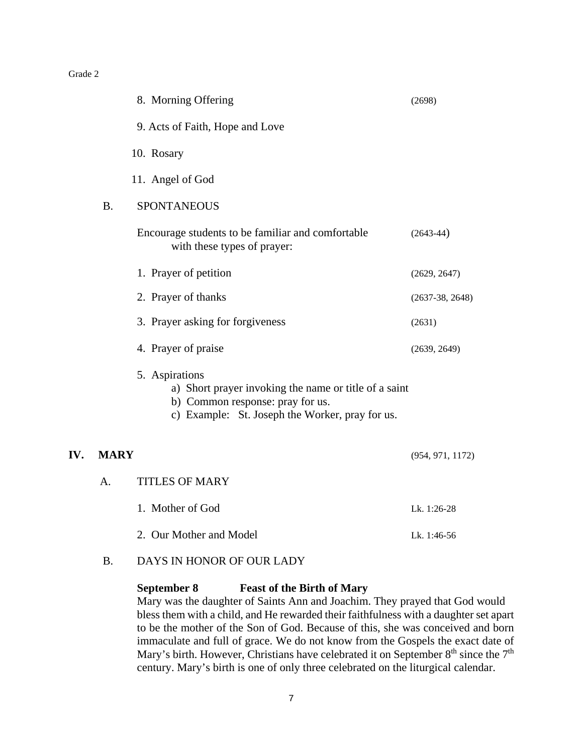8. Morning Offering (2698)

9. Acts of Faith, Hope and Love

10. Rosary

11. Angel of God

B. SPONTANEOUS

Encourage students to be familiar and comfortable with these types of prayer: (2643-44)

1. Prayer of petition (2629, 2647)

2. Prayer of thanks (2637-38, 2648)

3. Prayer asking for forgiveness (2631)

4. Prayer of praise (2639, 2649)

5. Aspirations
    a) Short prayer invoking the name or title of a saint
    b) Common response: pray for us.
    c) Example: St. Joseph the Worker, pray for us.

## IV. MARY (954, 971, 1172)

A. TITLES OF MARY

1. Mother of God Lk. 1:26-28

2. Our Mother and Model Lk. 1:46-56

B. DAYS IN HONOR OF OUR LADY

**September 8 Feast of the Birth of Mary**

Mary was the daughter of Saints Ann and Joachim. They prayed that God would bless them with a child, and He rewarded their faithfulness with a daughter set apart to be the mother of the Son of God. Because of this, she was conceived and born immaculate and full of grace. We do not know from the Gospels the exact date of Mary's birth. However, Christians have celebrated it on September 8th since the 7th century. Mary's birth is one of only three celebrated on the liturgical calendar.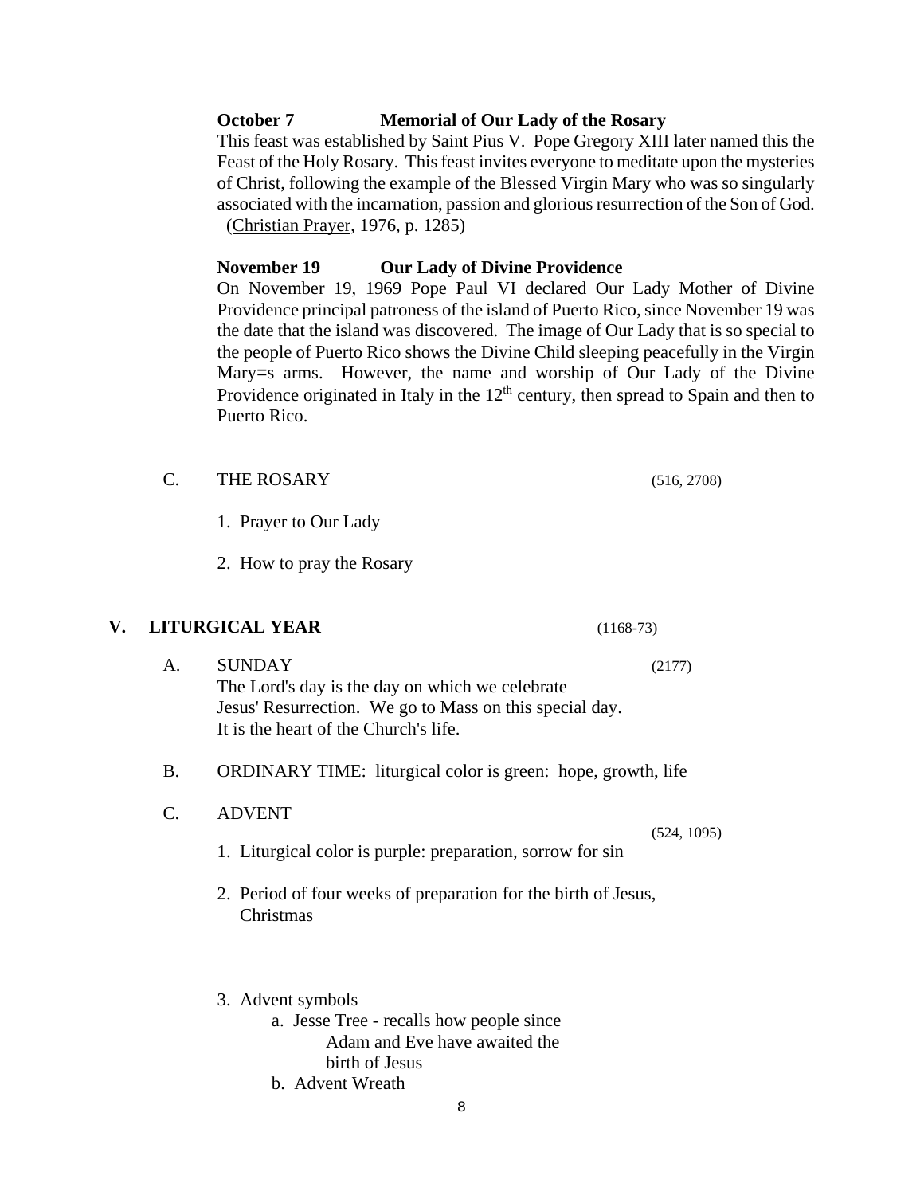**October 7 Memorial of Our Lady of the Rosary**

This feast was established by Saint Pius V. Pope Gregory XIII later named this the Feast of the Holy Rosary. This feast invites everyone to meditate upon the mysteries of Christ, following the example of the Blessed Virgin Mary who was so singularly associated with the incarnation, passion and glorious resurrection of the Son of God. (Christian Prayer, 1976, p. 1285)

**November 19 Our Lady of Divine Providence**

On November 19, 1969 Pope Paul VI declared Our Lady Mother of Divine Providence principal patroness of the island of Puerto Rico, since November 19 was the date that the island was discovered. The image of Our Lady that is so special to the people of Puerto Rico shows the Divine Child sleeping peacefully in the Virgin Mary=s arms. However, the name and worship of Our Lady of the Divine Providence originated in Italy in the 12th century, then spread to Spain and then to Puerto Rico.

C. THE ROSARY (516, 2708)

1. Prayer to Our Lady
2. How to pray the Rosary

## V. LITURGICAL YEAR (1168-73)

A. SUNDAY (2177)

The Lord's day is the day on which we celebrate Jesus' Resurrection. We go to Mass on this special day. It is the heart of the Church's life.

B. ORDINARY TIME: liturgical color is green: hope, growth, life

C. ADVENT (524, 1095)

1. Liturgical color is purple: preparation, sorrow for sin
2. Period of four weeks of preparation for the birth of Jesus, Christmas
3. Advent symbols
    a. Jesse Tree - recalls how people since Adam and Eve have awaited the birth of Jesus
    b. Advent Wreath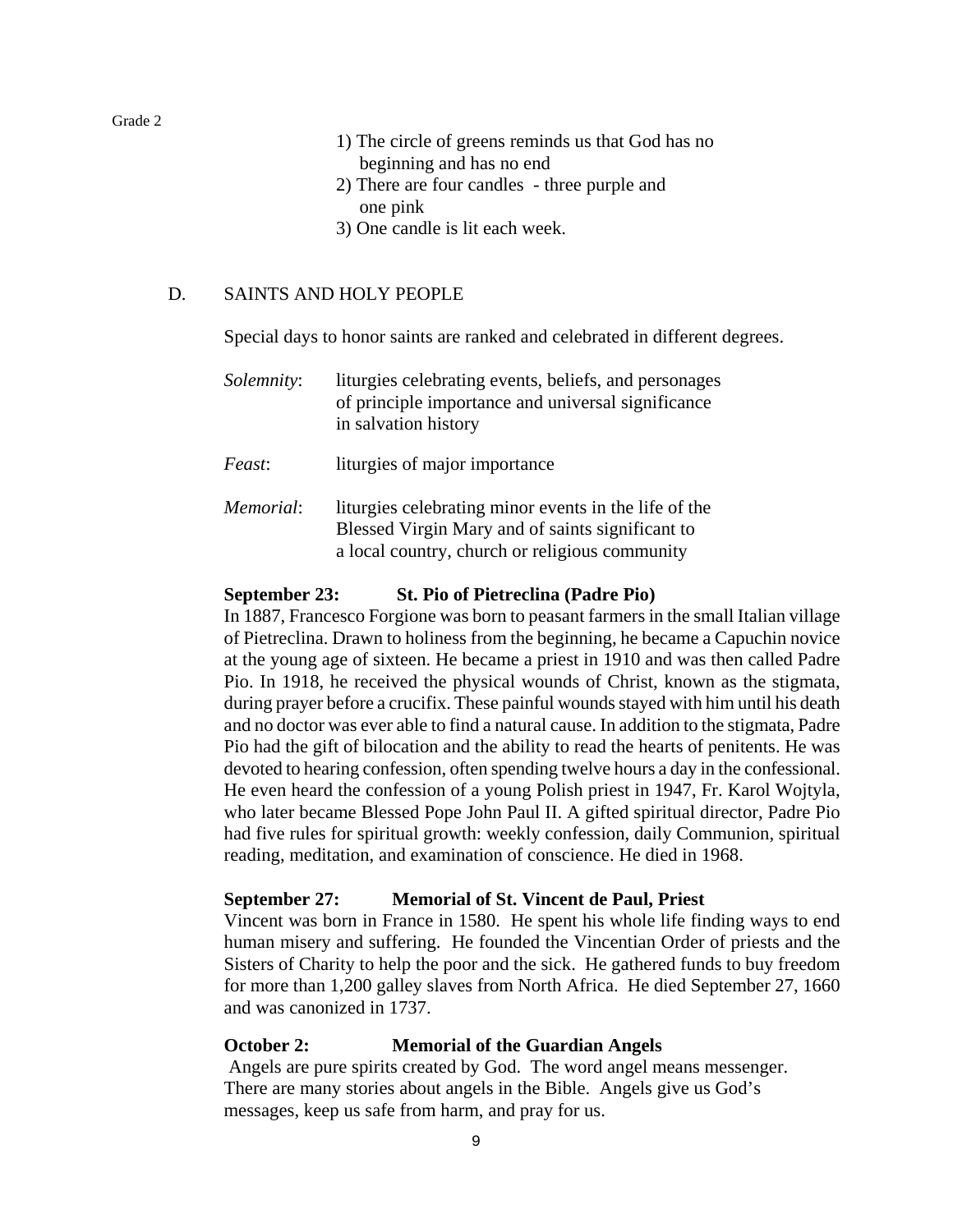1) The circle of greens reminds us that God has no beginning and has no end
2) There are four candles - three purple and one pink
3) One candle is lit each week.

## D. SAINTS AND HOLY PEOPLE

Special days to honor saints are ranked and celebrated in different degrees.

*Solemnity*: liturgies celebrating events, beliefs, and personages of principle importance and universal significance in salvation history

*Feast*: liturgies of major importance

*Memorial*: liturgies celebrating minor events in the life of the Blessed Virgin Mary and of saints significant to a local country, church or religious community

**September 23: St. Pio of Pietreclina (Padre Pio)**
In 1887, Francesco Forgione was born to peasant farmers in the small Italian village of Pietreclina. Drawn to holiness from the beginning, he became a Capuchin novice at the young age of sixteen. He became a priest in 1910 and was then called Padre Pio. In 1918, he received the physical wounds of Christ, known as the stigmata, during prayer before a crucifix. These painful wounds stayed with him until his death and no doctor was ever able to find a natural cause. In addition to the stigmata, Padre Pio had the gift of bilocation and the ability to read the hearts of penitents. He was devoted to hearing confession, often spending twelve hours a day in the confessional. He even heard the confession of a young Polish priest in 1947, Fr. Karol Wojtyla, who later became Blessed Pope John Paul II. A gifted spiritual director, Padre Pio had five rules for spiritual growth: weekly confession, daily Communion, spiritual reading, meditation, and examination of conscience. He died in 1968.

**September 27: Memorial of St. Vincent de Paul, Priest**
Vincent was born in France in 1580. He spent his whole life finding ways to end human misery and suffering. He founded the Vincentian Order of priests and the Sisters of Charity to help the poor and the sick. He gathered funds to buy freedom for more than 1,200 galley slaves from North Africa. He died September 27, 1660 and was canonized in 1737.

**October 2: Memorial of the Guardian Angels**
Angels are pure spirits created by God. The word angel means messenger. There are many stories about angels in the Bible. Angels give us God's messages, keep us safe from harm, and pray for us.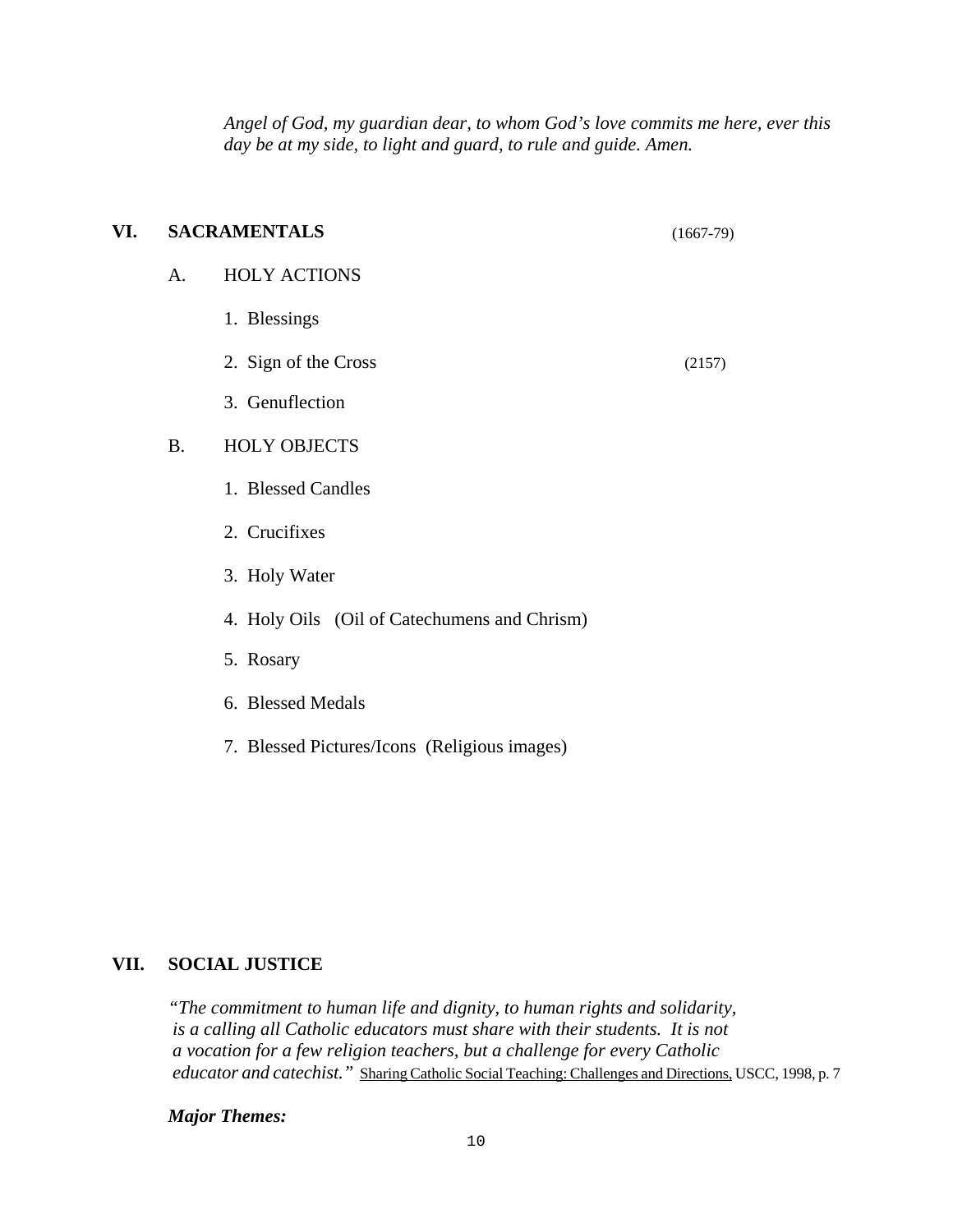*Angel of God, my guardian dear, to whom God's love commits me here, ever this day be at my side, to light and guard, to rule and guide. Amen.*

## VI. SACRAMENTALS (1667-79)

A. HOLY ACTIONS

1. Blessings
2. Sign of the Cross (2157)
3. Genuflection

B. HOLY OBJECTS

1. Blessed Candles
2. Crucifixes
3. Holy Water
4. Holy Oils (Oil of Catechumens and Chrism)
5. Rosary
6. Blessed Medals
7. Blessed Pictures/Icons (Religious images)

## VII. SOCIAL JUSTICE

*"The commitment to human life and dignity, to human rights and solidarity, is a calling all Catholic educators must share with their students. It is not a vocation for a few religion teachers, but a challenge for every Catholic educator and catechist."* Sharing Catholic Social Teaching: Challenges and Directions, USCC, 1998, p. 7

***Major Themes:***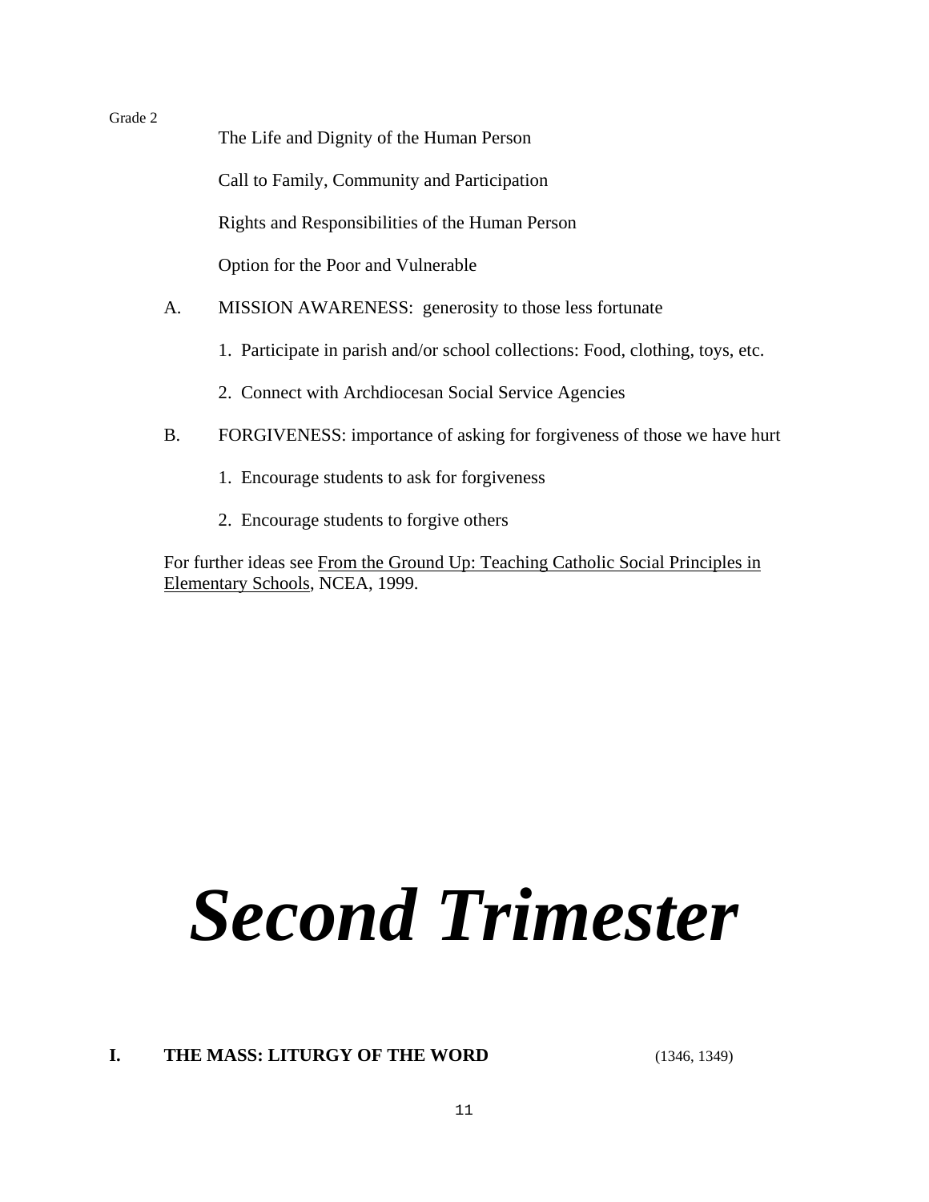The Life and Dignity of the Human Person

Call to Family, Community and Participation

Rights and Responsibilities of the Human Person

Option for the Poor and Vulnerable

A. MISSION AWARENESS: generosity to those less fortunate

   1. Participate in parish and/or school collections: Food, clothing, toys, etc.

   2. Connect with Archdiocesan Social Service Agencies

B. FORGIVENESS: importance of asking for forgiveness of those we have hurt

   1. Encourage students to ask for forgiveness

   2. Encourage students to forgive others

For further ideas see From the Ground Up: Teaching Catholic Social Principles in Elementary Schools, NCEA, 1999.

# *Second Trimester*

## I. THE MASS: LITURGY OF THE WORD (1346, 1349)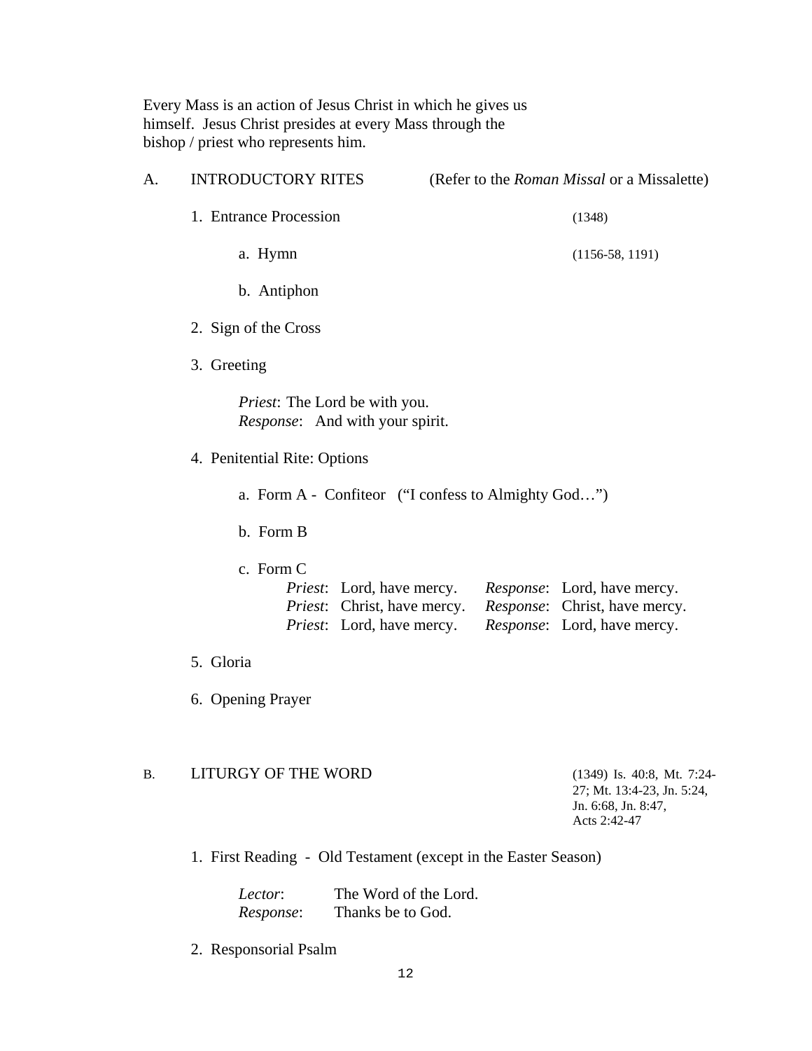Every Mass is an action of Jesus Christ in which he gives us himself. Jesus Christ presides at every Mass through the bishop / priest who represents him.

## A. INTRODUCTORY RITES (Refer to the *Roman Missal* or a Missalette)

1. Entrance Procession (1348)

   a. Hymn (1156-58, 1191)

   b. Antiphon

2. Sign of the Cross

3. Greeting

   *Priest*: The Lord be with you.
   *Response*: And with your spirit.

4. Penitential Rite: Options

   a. Form A - Confiteor ("I confess to Almighty God…")

   b. Form B

   c. Form C

   | | |
   |---|---|
   | *Priest*: Lord, have mercy. | *Response*: Lord, have mercy. |
   | *Priest*: Christ, have mercy. | *Response*: Christ, have mercy. |
   | *Priest*: Lord, have mercy. | *Response*: Lord, have mercy. |

5. Gloria

6. Opening Prayer

## B. LITURGY OF THE WORD (1349) Is. 40:8, Mt. 7:24-27; Mt. 13:4-23, Jn. 5:24, Jn. 6:68, Jn. 8:47, Acts 2:42-47

1. First Reading - Old Testament (except in the Easter Season)

   *Lector*: The Word of the Lord.
   *Response*: Thanks be to God.

2. Responsorial Psalm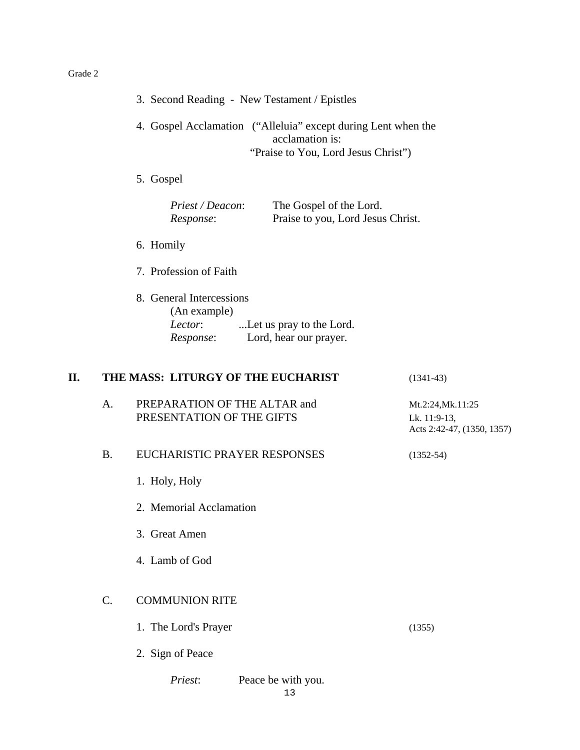3. Second Reading - New Testament / Epistles

4. Gospel Acclamation ("Alleluia" except during Lent when the acclamation is: "Praise to You, Lord Jesus Christ")

5. Gospel

   *Priest / Deacon*: The Gospel of the Lord.
   *Response*: Praise to you, Lord Jesus Christ.

6. Homily

7. Profession of Faith

8. General Intercessions
   (An example)
   *Lector*: ...Let us pray to the Lord.
   *Response*: Lord, hear our prayer.

## II. THE MASS: LITURGY OF THE EUCHARIST (1341-43)

### A. PREPARATION OF THE ALTAR and PRESENTATION OF THE GIFTS

Mt.2:24,Mk.11:25
Lk. 11:9-13,
Acts 2:42-47, (1350, 1357)

### B. EUCHARISTIC PRAYER RESPONSES (1352-54)

1. Holy, Holy

2. Memorial Acclamation

3. Great Amen

4. Lamb of God

### C. COMMUNION RITE

1. The Lord's Prayer (1355)

2. Sign of Peace

   *Priest*: Peace be with you.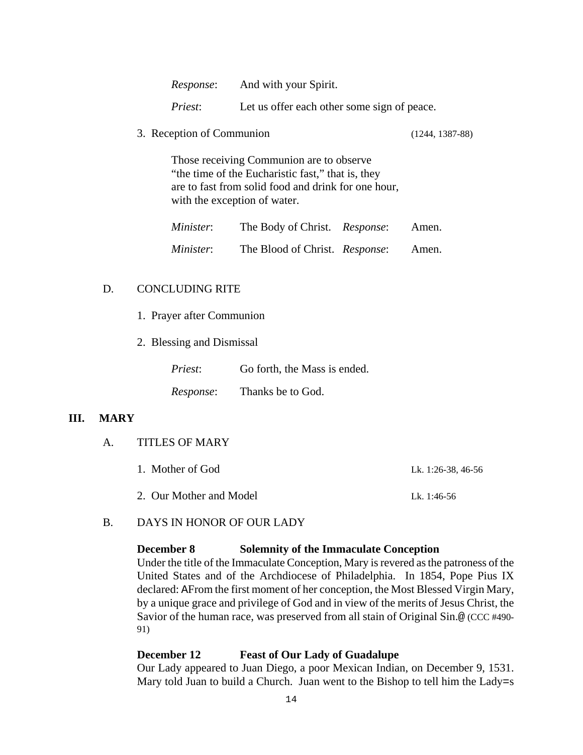*Response*: And with your Spirit.

*Priest*: Let us offer each other some sign of peace.

3. Reception of Communion (1244, 1387-88)

   Those receiving Communion are to observe "the time of the Eucharistic fast," that is, they are to fast from solid food and drink for one hour, with the exception of water.

   *Minister*: The Body of Christ. *Response*: Amen.

   *Minister*: The Blood of Christ. *Response*: Amen.

### D. CONCLUDING RITE

1. Prayer after Communion

2. Blessing and Dismissal

   *Priest*: Go forth, the Mass is ended.

   *Response*: Thanks be to God.

## III. MARY

### A. TITLES OF MARY

1. Mother of God — Lk. 1:26-38, 46-56

2. Our Mother and Model — Lk. 1:46-56

### B. DAYS IN HONOR OF OUR LADY

**December 8 — Solemnity of the Immaculate Conception**

Under the title of the Immaculate Conception, Mary is revered as the patroness of the United States and of the Archdiocese of Philadelphia. In 1854, Pope Pius IX declared: AFrom the first moment of her conception, the Most Blessed Virgin Mary, by a unique grace and privilege of God and in view of the merits of Jesus Christ, the Savior of the human race, was preserved from all stain of Original Sin.@ (CCC #490-91)

**December 12 — Feast of Our Lady of Guadalupe**

Our Lady appeared to Juan Diego, a poor Mexican Indian, on December 9, 1531. Mary told Juan to build a Church. Juan went to the Bishop to tell him the Lady=s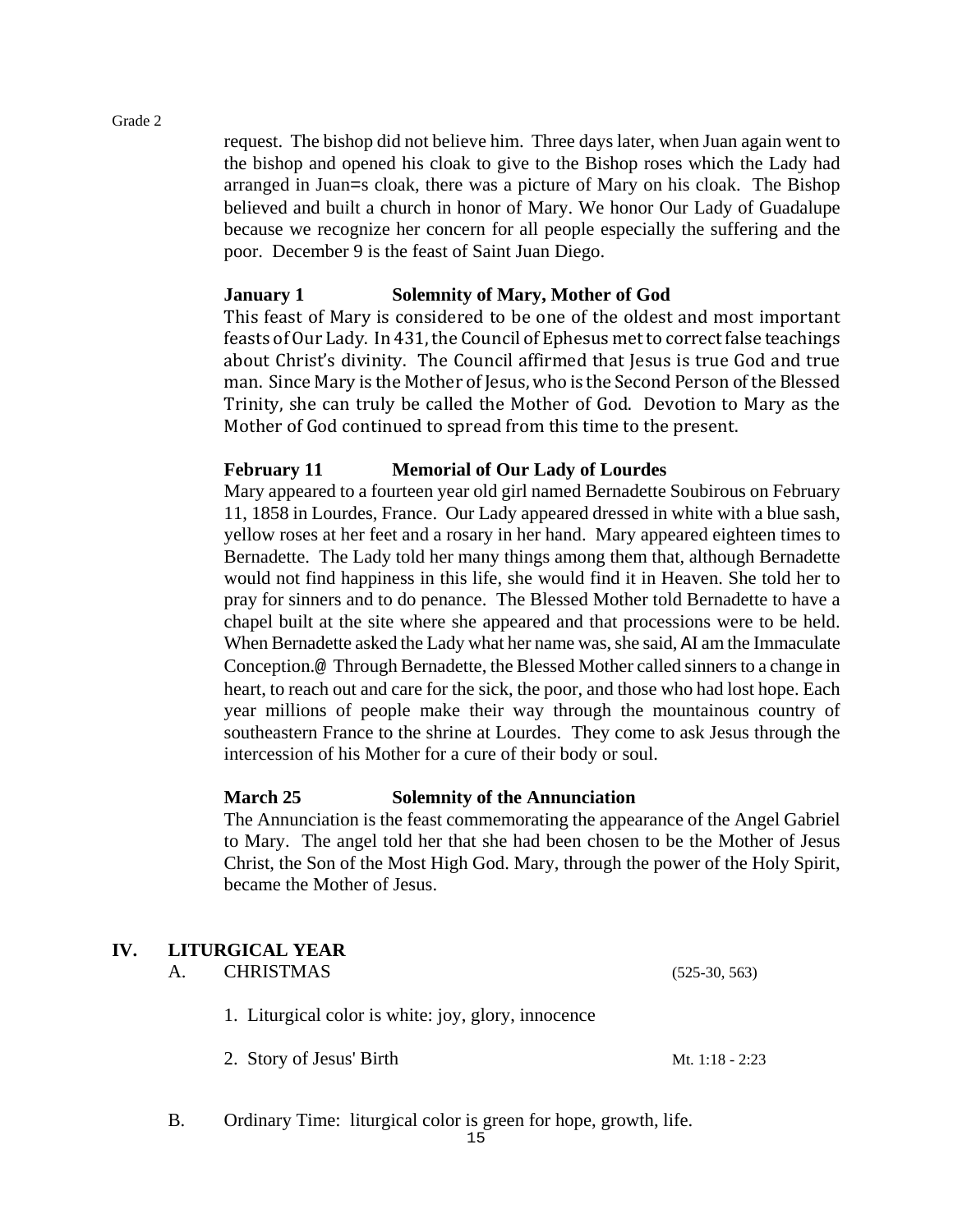request. The bishop did not believe him. Three days later, when Juan again went to the bishop and opened his cloak to give to the Bishop roses which the Lady had arranged in Juan=s cloak, there was a picture of Mary on his cloak. The Bishop believed and built a church in honor of Mary. We honor Our Lady of Guadalupe because we recognize her concern for all people especially the suffering and the poor. December 9 is the feast of Saint Juan Diego.

**January 1 Solemnity of Mary, Mother of God**

This feast of Mary is considered to be one of the oldest and most important feasts of Our Lady. In 431, the Council of Ephesus met to correct false teachings about Christ's divinity. The Council affirmed that Jesus is true God and true man. Since Mary is the Mother of Jesus, who is the Second Person of the Blessed Trinity, she can truly be called the Mother of God. Devotion to Mary as the Mother of God continued to spread from this time to the present.

**February 11 Memorial of Our Lady of Lourdes**

Mary appeared to a fourteen year old girl named Bernadette Soubirous on February 11, 1858 in Lourdes, France. Our Lady appeared dressed in white with a blue sash, yellow roses at her feet and a rosary in her hand. Mary appeared eighteen times to Bernadette. The Lady told her many things among them that, although Bernadette would not find happiness in this life, she would find it in Heaven. She told her to pray for sinners and to do penance. The Blessed Mother told Bernadette to have a chapel built at the site where she appeared and that processions were to be held. When Bernadette asked the Lady what her name was, she said, AI am the Immaculate Conception.@ Through Bernadette, the Blessed Mother called sinners to a change in heart, to reach out and care for the sick, the poor, and those who had lost hope. Each year millions of people make their way through the mountainous country of southeastern France to the shrine at Lourdes. They come to ask Jesus through the intercession of his Mother for a cure of their body or soul.

**March 25 Solemnity of the Annunciation**

The Annunciation is the feast commemorating the appearance of the Angel Gabriel to Mary. The angel told her that she had been chosen to be the Mother of Jesus Christ, the Son of the Most High God. Mary, through the power of the Holy Spirit, became the Mother of Jesus.

## IV. LITURGICAL YEAR

A. CHRISTMAS (525-30, 563)

1. Liturgical color is white: joy, glory, innocence
2. Story of Jesus' Birth Mt. 1:18 - 2:23

B. Ordinary Time: liturgical color is green for hope, growth, life.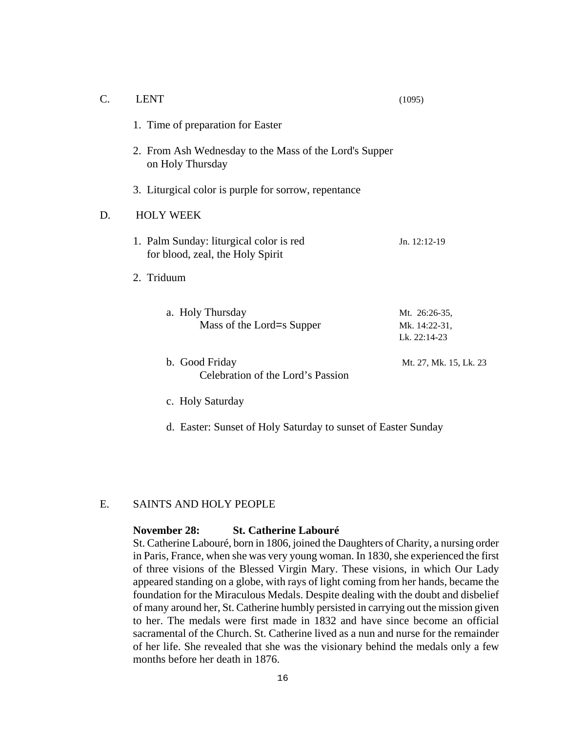C. LENT (1095)

1. Time of preparation for Easter

2. From Ash Wednesday to the Mass of the Lord's Supper on Holy Thursday

3. Liturgical color is purple for sorrow, repentance

D. HOLY WEEK

1. Palm Sunday: liturgical color is red for blood, zeal, the Holy Spirit — Jn. 12:12-19

2. Triduum

   a. Holy Thursday
      Mass of the Lord=s Supper — Mt. 26:26-35, Mk. 14:22-31, Lk. 22:14-23

   b. Good Friday
      Celebration of the Lord's Passion — Mt. 27, Mk. 15, Lk. 23

   c. Holy Saturday

   d. Easter: Sunset of Holy Saturday to sunset of Easter Sunday

E. SAINTS AND HOLY PEOPLE

**November 28: St. Catherine Labouré**

St. Catherine Labouré, born in 1806, joined the Daughters of Charity, a nursing order in Paris, France, when she was very young woman. In 1830, she experienced the first of three visions of the Blessed Virgin Mary. These visions, in which Our Lady appeared standing on a globe, with rays of light coming from her hands, became the foundation for the Miraculous Medals. Despite dealing with the doubt and disbelief of many around her, St. Catherine humbly persisted in carrying out the mission given to her. The medals were first made in 1832 and have since become an official sacramental of the Church. St. Catherine lived as a nun and nurse for the remainder of her life. She revealed that she was the visionary behind the medals only a few months before her death in 1876.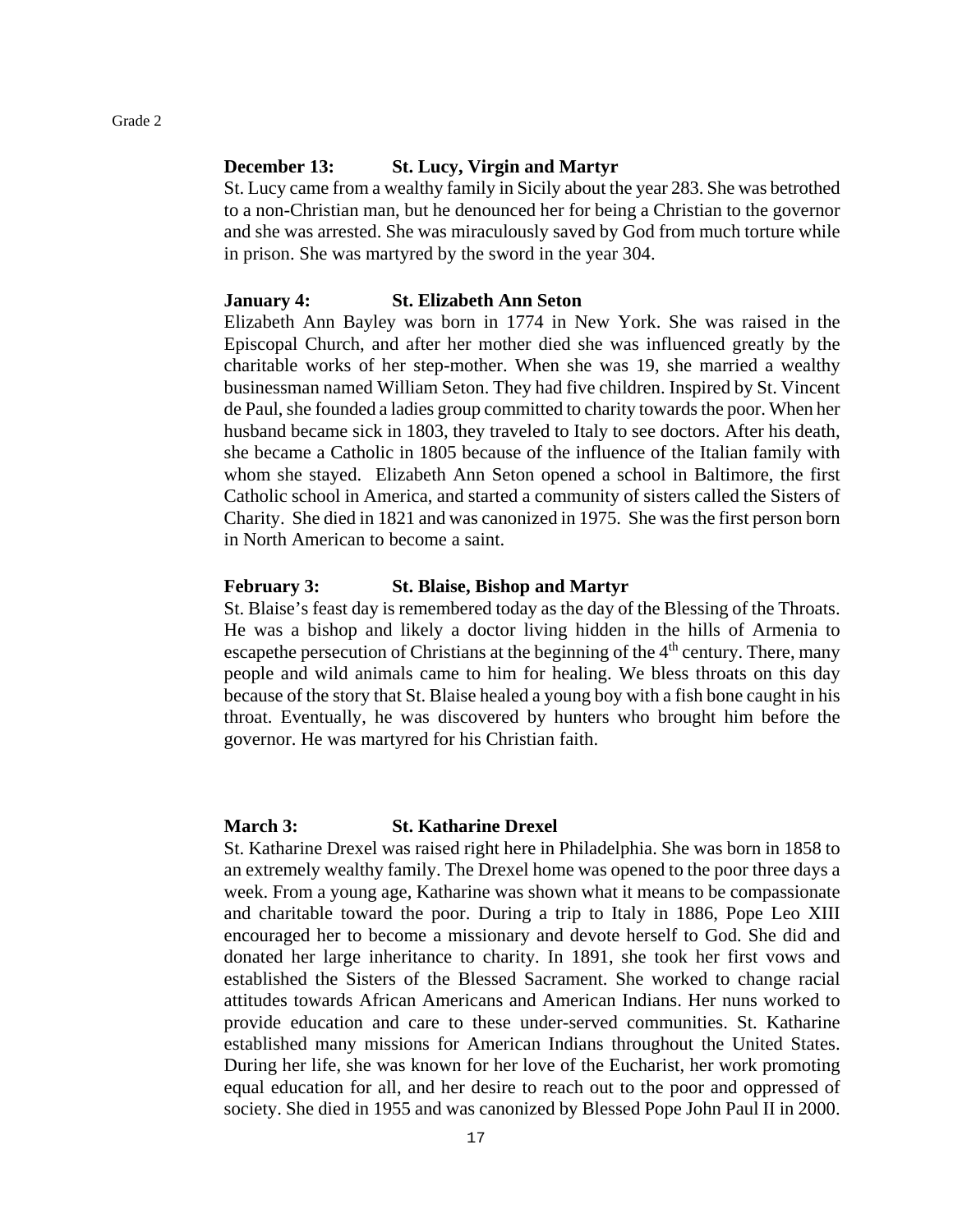**December 13:** **St. Lucy, Virgin and Martyr**

St. Lucy came from a wealthy family in Sicily about the year 283. She was betrothed to a non-Christian man, but he denounced her for being a Christian to the governor and she was arrested. She was miraculously saved by God from much torture while in prison. She was martyred by the sword in the year 304.

**January 4:** **St. Elizabeth Ann Seton**

Elizabeth Ann Bayley was born in 1774 in New York. She was raised in the Episcopal Church, and after her mother died she was influenced greatly by the charitable works of her step-mother. When she was 19, she married a wealthy businessman named William Seton. They had five children. Inspired by St. Vincent de Paul, she founded a ladies group committed to charity towards the poor. When her husband became sick in 1803, they traveled to Italy to see doctors. After his death, she became a Catholic in 1805 because of the influence of the Italian family with whom she stayed. Elizabeth Ann Seton opened a school in Baltimore, the first Catholic school in America, and started a community of sisters called the Sisters of Charity. She died in 1821 and was canonized in 1975. She was the first person born in North American to become a saint.

**February 3:** **St. Blaise, Bishop and Martyr**

St. Blaise's feast day is remembered today as the day of the Blessing of the Throats. He was a bishop and likely a doctor living hidden in the hills of Armenia to escapethe persecution of Christians at the beginning of the 4th century. There, many people and wild animals came to him for healing. We bless throats on this day because of the story that St. Blaise healed a young boy with a fish bone caught in his throat. Eventually, he was discovered by hunters who brought him before the governor. He was martyred for his Christian faith.

**March 3:** **St. Katharine Drexel**

St. Katharine Drexel was raised right here in Philadelphia. She was born in 1858 to an extremely wealthy family. The Drexel home was opened to the poor three days a week. From a young age, Katharine was shown what it means to be compassionate and charitable toward the poor. During a trip to Italy in 1886, Pope Leo XIII encouraged her to become a missionary and devote herself to God. She did and donated her large inheritance to charity. In 1891, she took her first vows and established the Sisters of the Blessed Sacrament. She worked to change racial attitudes towards African Americans and American Indians. Her nuns worked to provide education and care to these under-served communities. St. Katharine established many missions for American Indians throughout the United States. During her life, she was known for her love of the Eucharist, her work promoting equal education for all, and her desire to reach out to the poor and oppressed of society. She died in 1955 and was canonized by Blessed Pope John Paul II in 2000.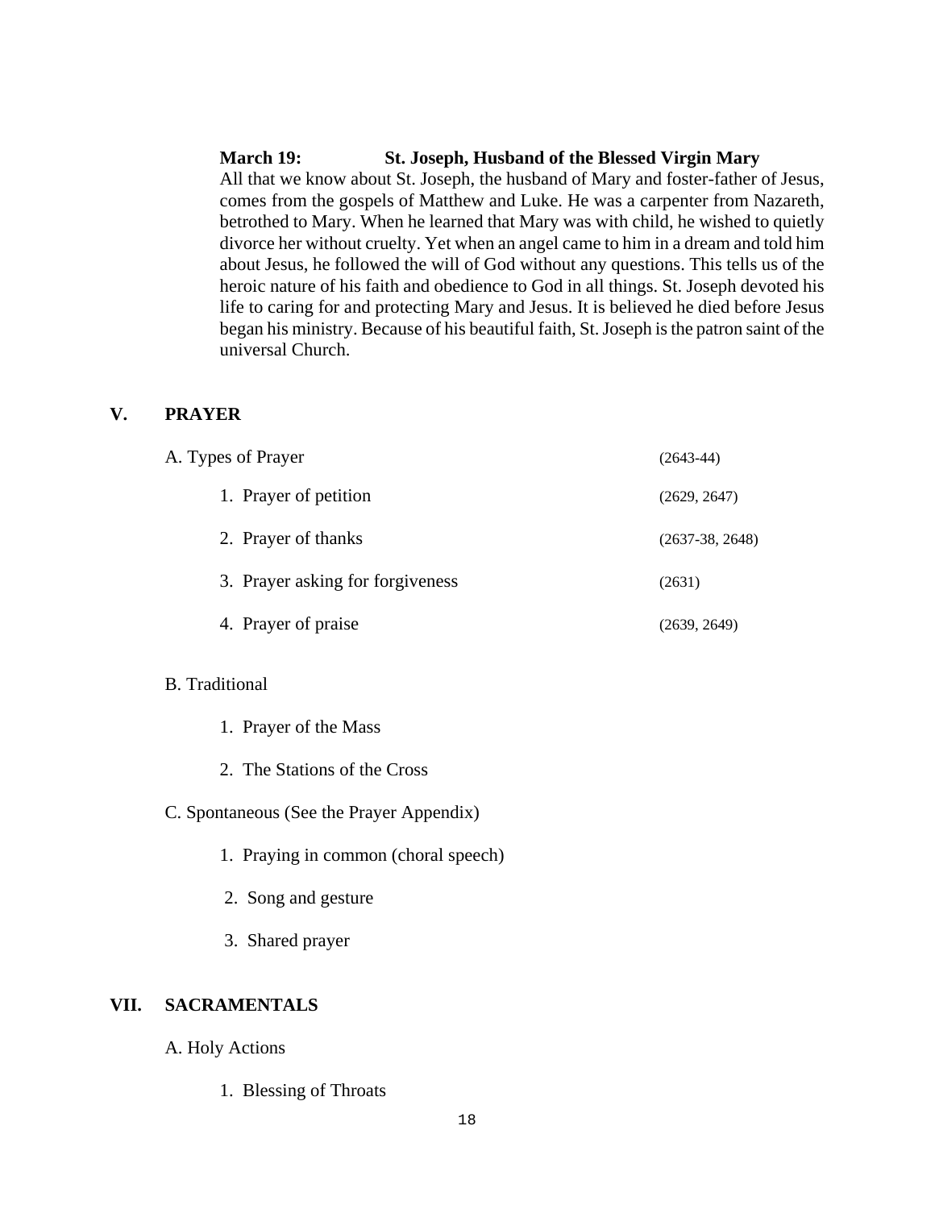**March 19: St. Joseph, Husband of the Blessed Virgin Mary**

All that we know about St. Joseph, the husband of Mary and foster-father of Jesus, comes from the gospels of Matthew and Luke. He was a carpenter from Nazareth, betrothed to Mary. When he learned that Mary was with child, he wished to quietly divorce her without cruelty. Yet when an angel came to him in a dream and told him about Jesus, he followed the will of God without any questions. This tells us of the heroic nature of his faith and obedience to God in all things. St. Joseph devoted his life to caring for and protecting Mary and Jesus. It is believed he died before Jesus began his ministry. Because of his beautiful faith, St. Joseph is the patron saint of the universal Church.

## V. PRAYER

A. Types of Prayer (2643-44)

1. Prayer of petition (2629, 2647)
2. Prayer of thanks (2637-38, 2648)
3. Prayer asking for forgiveness (2631)
4. Prayer of praise (2639, 2649)

B. Traditional

1. Prayer of the Mass
2. The Stations of the Cross

C. Spontaneous (See the Prayer Appendix)

1. Praying in common (choral speech)
2. Song and gesture
3. Shared prayer

## VII. SACRAMENTALS

A. Holy Actions

1. Blessing of Throats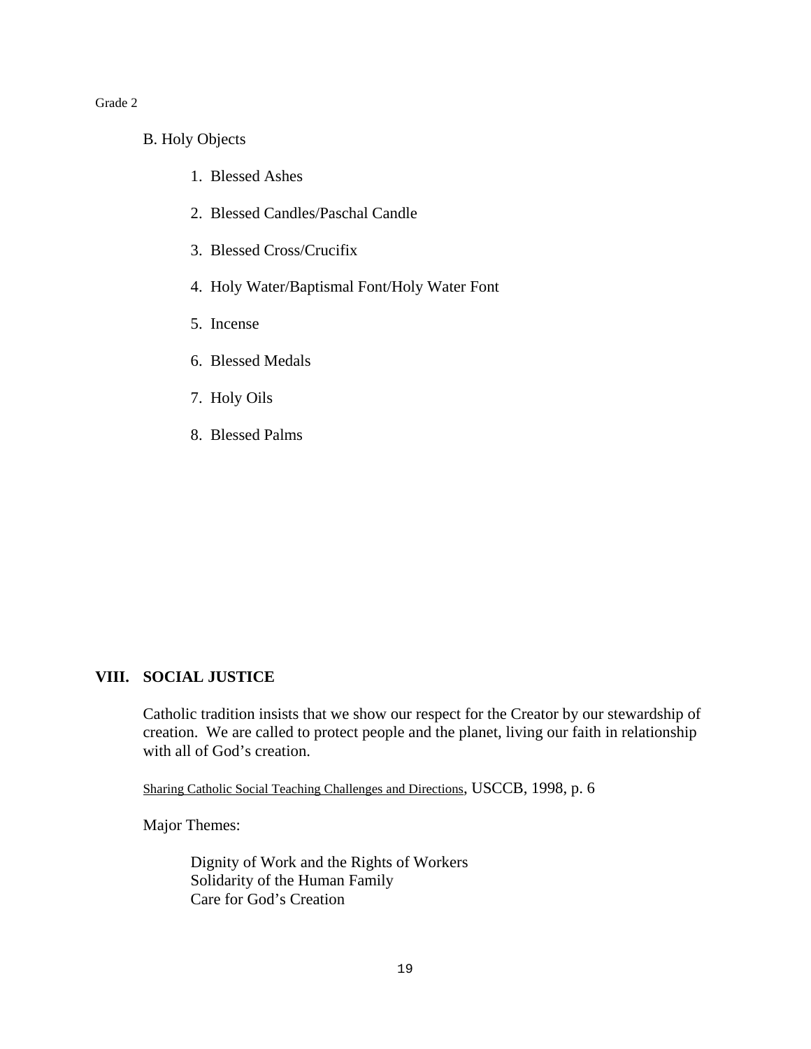B. Holy Objects

1. Blessed Ashes
2. Blessed Candles/Paschal Candle
3. Blessed Cross/Crucifix
4. Holy Water/Baptismal Font/Holy Water Font
5. Incense
6. Blessed Medals
7. Holy Oils
8. Blessed Palms

## VIII. SOCIAL JUSTICE

Catholic tradition insists that we show our respect for the Creator by our stewardship of creation. We are called to protect people and the planet, living our faith in relationship with all of God's creation.

Sharing Catholic Social Teaching Challenges and Directions, USCCB, 1998, p. 6

Major Themes:

Dignity of Work and the Rights of Workers
Solidarity of the Human Family
Care for God's Creation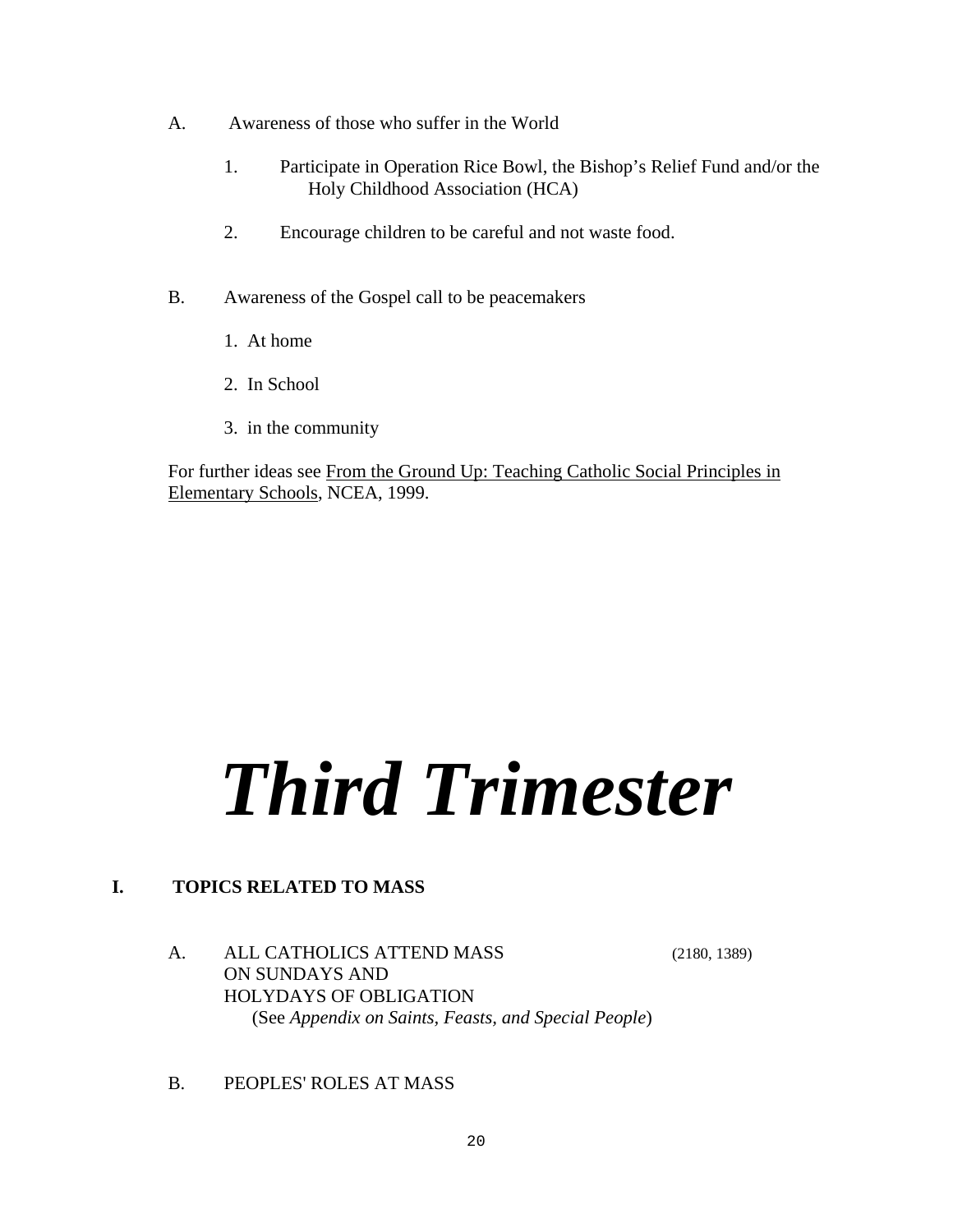A. Awareness of those who suffer in the World

1. Participate in Operation Rice Bowl, the Bishop's Relief Fund and/or the Holy Childhood Association (HCA)

2. Encourage children to be careful and not waste food.

B. Awareness of the Gospel call to be peacemakers

1. At home

2. In School

3. in the community

For further ideas see <u>From the Ground Up: Teaching Catholic Social Principles in Elementary Schools</u>, NCEA, 1999.

# *Third Trimester*

## I. TOPICS RELATED TO MASS

A. ALL CATHOLICS ATTEND MASS ON SUNDAYS AND HOLYDAYS OF OBLIGATION (2180, 1389)
(See *Appendix on Saints, Feasts, and Special People*)

B. PEOPLES' ROLES AT MASS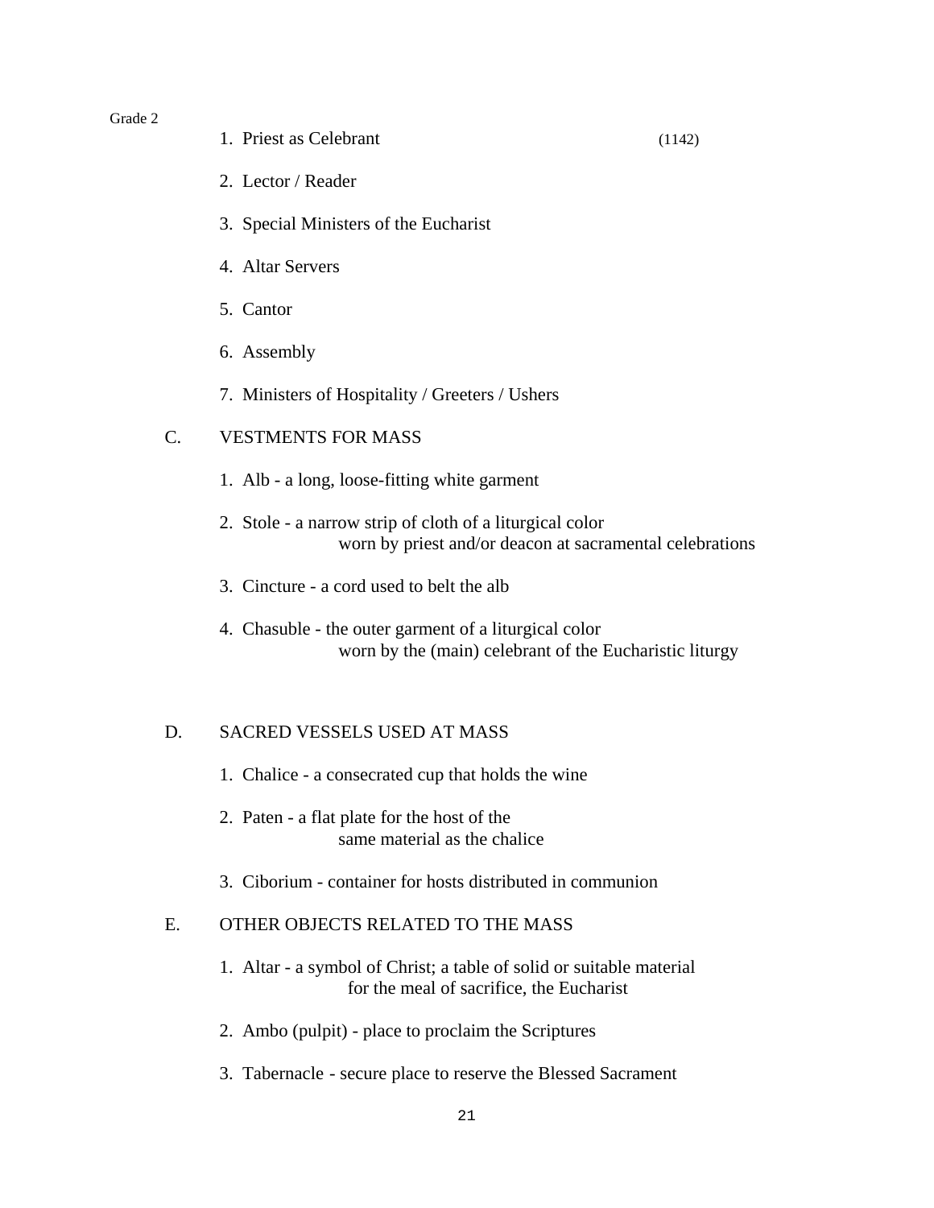Grade 2

1. Priest as Celebrant (1142)

2. Lector / Reader

3. Special Ministers of the Eucharist

4. Altar Servers

5. Cantor

6. Assembly

7. Ministers of Hospitality / Greeters / Ushers

C. VESTMENTS FOR MASS

1. Alb - a long, loose-fitting white garment

2. Stole - a narrow strip of cloth of a liturgical color worn by priest and/or deacon at sacramental celebrations

3. Cincture - a cord used to belt the alb

4. Chasuble - the outer garment of a liturgical color worn by the (main) celebrant of the Eucharistic liturgy

D. SACRED VESSELS USED AT MASS

1. Chalice - a consecrated cup that holds the wine

2. Paten - a flat plate for the host of the same material as the chalice

3. Ciborium - container for hosts distributed in communion

E. OTHER OBJECTS RELATED TO THE MASS

1. Altar - a symbol of Christ; a table of solid or suitable material for the meal of sacrifice, the Eucharist

2. Ambo (pulpit) - place to proclaim the Scriptures

3. Tabernacle - secure place to reserve the Blessed Sacrament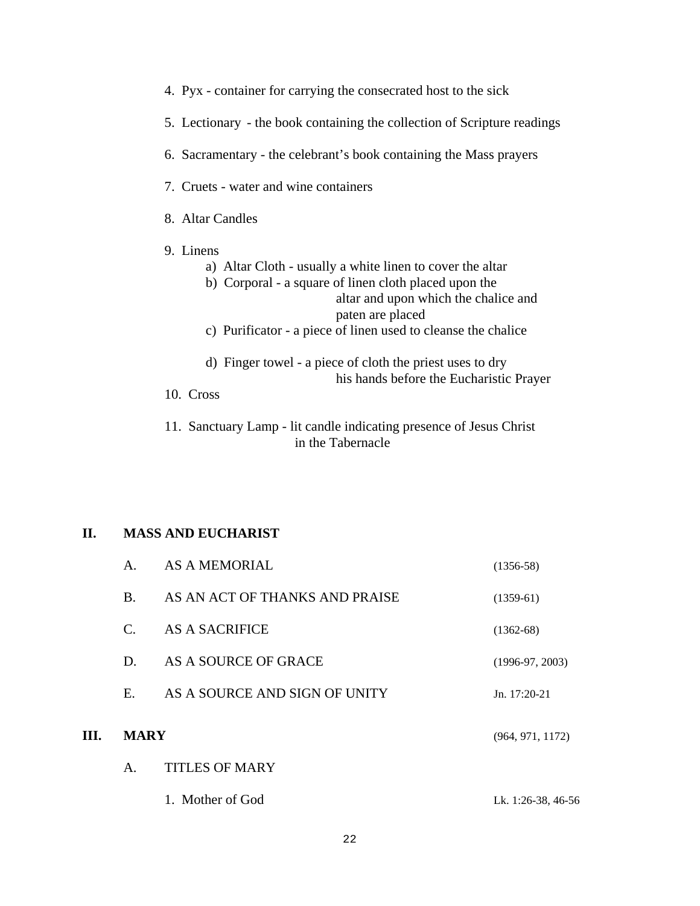4. Pyx - container for carrying the consecrated host to the sick

5. Lectionary - the book containing the collection of Scripture readings

6. Sacramentary - the celebrant's book containing the Mass prayers

7. Cruets - water and wine containers

8. Altar Candles

9. Linens
   - a) Altar Cloth - usually a white linen to cover the altar
   - b) Corporal - a square of linen cloth placed upon the altar and upon which the chalice and paten are placed
   - c) Purificator - a piece of linen used to cleanse the chalice
   - d) Finger towel - a piece of cloth the priest uses to dry his hands before the Eucharistic Prayer

10. Cross

11. Sanctuary Lamp - lit candle indicating presence of Jesus Christ in the Tabernacle

## II. MASS AND EUCHARIST

| | | |
|---|---|---|
| A. | AS A MEMORIAL | (1356-58) |
| B. | AS AN ACT OF THANKS AND PRAISE | (1359-61) |
| C. | AS A SACRIFICE | (1362-68) |
| D. | AS A SOURCE OF GRACE | (1996-97, 2003) |
| E. | AS A SOURCE AND SIGN OF UNITY | Jn. 17:20-21 |

## III. MARY (964, 971, 1172)

A. TITLES OF MARY

1. Mother of God — Lk. 1:26-38, 46-56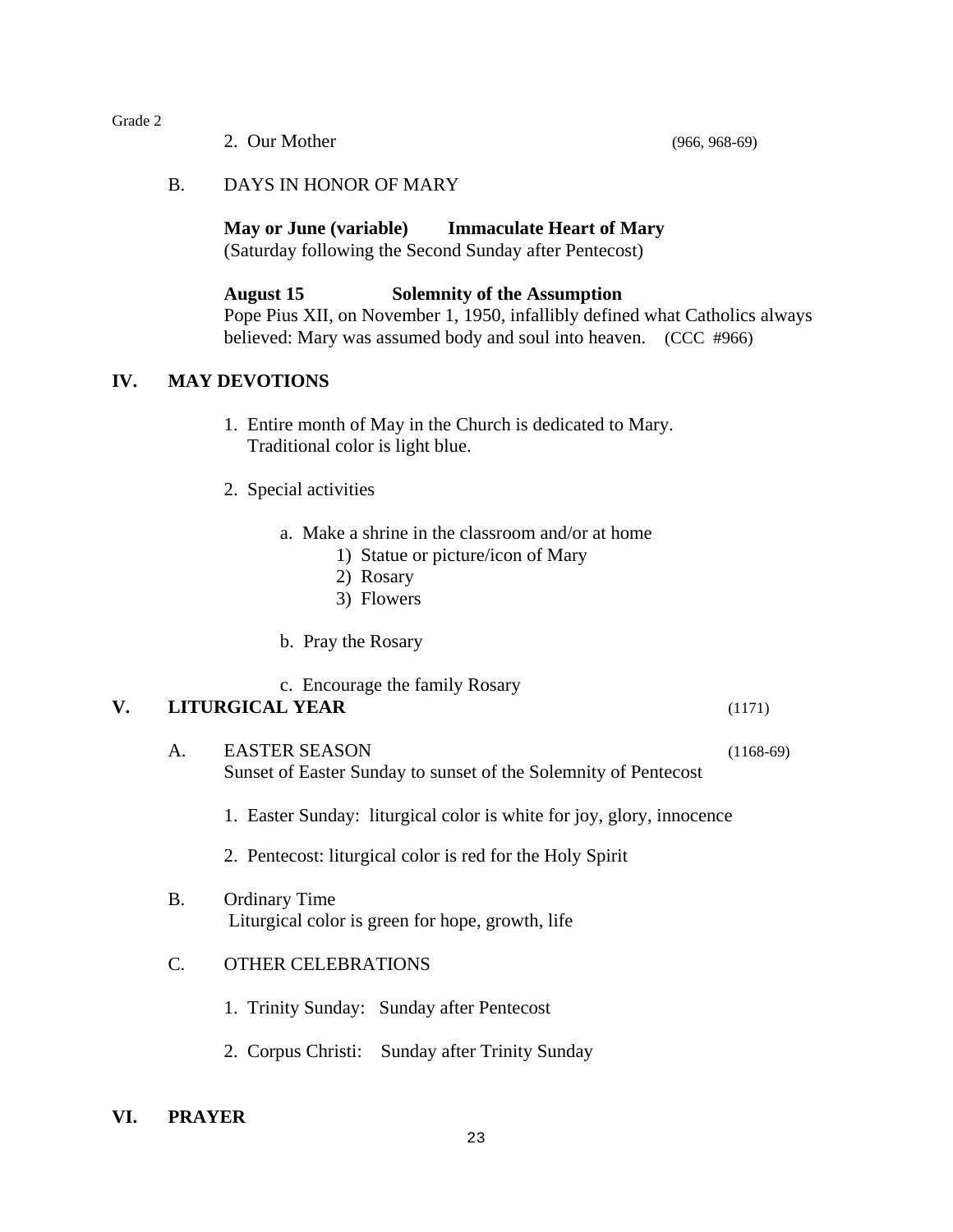2. Our Mother (966, 968-69)

B. DAYS IN HONOR OF MARY

**May or June (variable) Immaculate Heart of Mary**
(Saturday following the Second Sunday after Pentecost)

**August 15 Solemnity of the Assumption**
Pope Pius XII, on November 1, 1950, infallibly defined what Catholics always believed: Mary was assumed body and soul into heaven. (CCC #966)

## IV. MAY DEVOTIONS

1. Entire month of May in the Church is dedicated to Mary. Traditional color is light blue.

2. Special activities

   a. Make a shrine in the classroom and/or at home
      1) Statue or picture/icon of Mary
      2) Rosary
      3) Flowers

   b. Pray the Rosary

   c. Encourage the family Rosary

## V. LITURGICAL YEAR (1171)

A. EASTER SEASON (1168-69)
Sunset of Easter Sunday to sunset of the Solemnity of Pentecost

1. Easter Sunday: liturgical color is white for joy, glory, innocence

2. Pentecost: liturgical color is red for the Holy Spirit

B. Ordinary Time
Liturgical color is green for hope, growth, life

C. OTHER CELEBRATIONS

1. Trinity Sunday: Sunday after Pentecost

2. Corpus Christi: Sunday after Trinity Sunday

## VI. PRAYER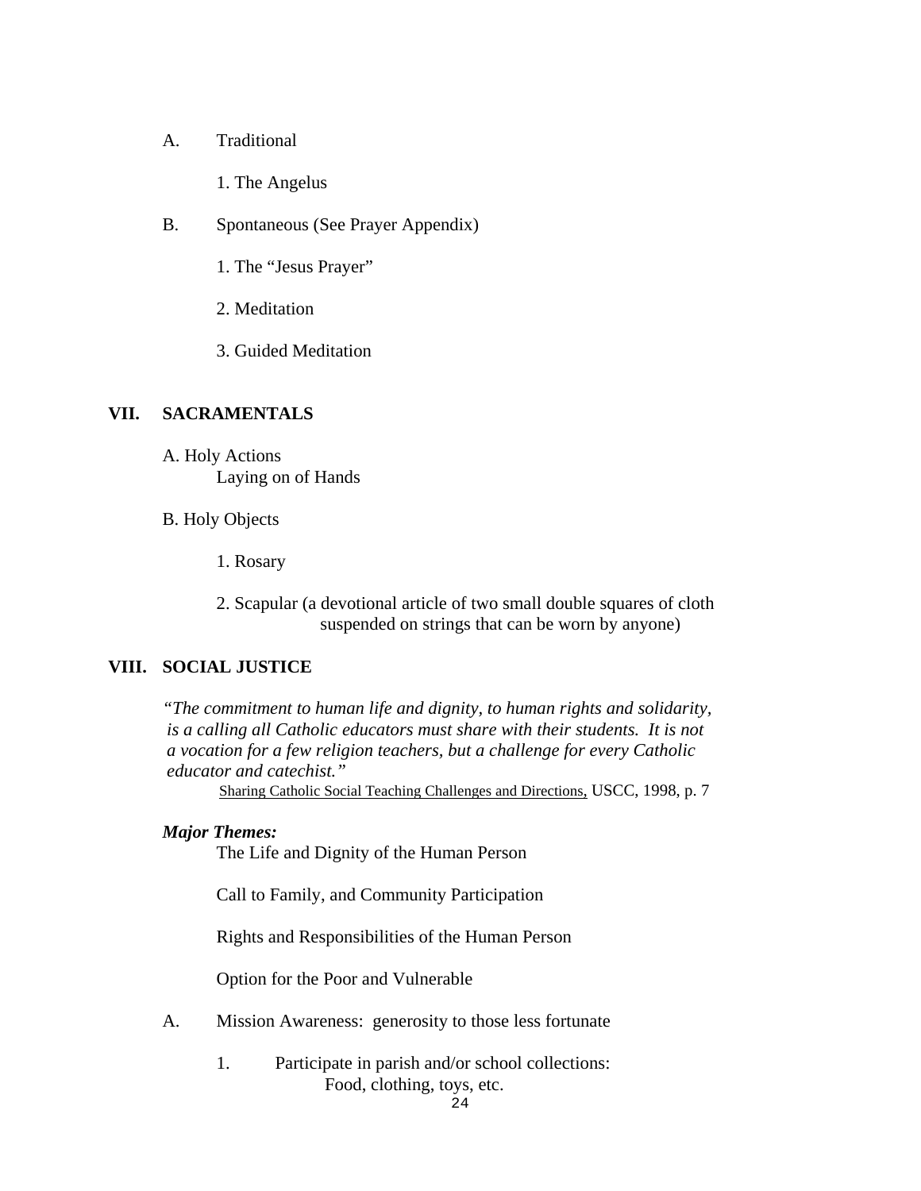A. Traditional

   1. The Angelus

B. Spontaneous (See Prayer Appendix)

   1. The "Jesus Prayer"

   2. Meditation

   3. Guided Meditation

## VII. SACRAMENTALS

A. Holy Actions
   Laying on of Hands

B. Holy Objects

   1. Rosary

   2. Scapular (a devotional article of two small double squares of cloth suspended on strings that can be worn by anyone)

## VIII. SOCIAL JUSTICE

*"The commitment to human life and dignity, to human rights and solidarity, is a calling all Catholic educators must share with their students. It is not a vocation for a few religion teachers, but a challenge for every Catholic educator and catechist."*

Sharing Catholic Social Teaching Challenges and Directions, USCC, 1998, p. 7

***Major Themes:***

The Life and Dignity of the Human Person

Call to Family, and Community Participation

Rights and Responsibilities of the Human Person

Option for the Poor and Vulnerable

A. Mission Awareness: generosity to those less fortunate

   1. Participate in parish and/or school collections:
      Food, clothing, toys, etc.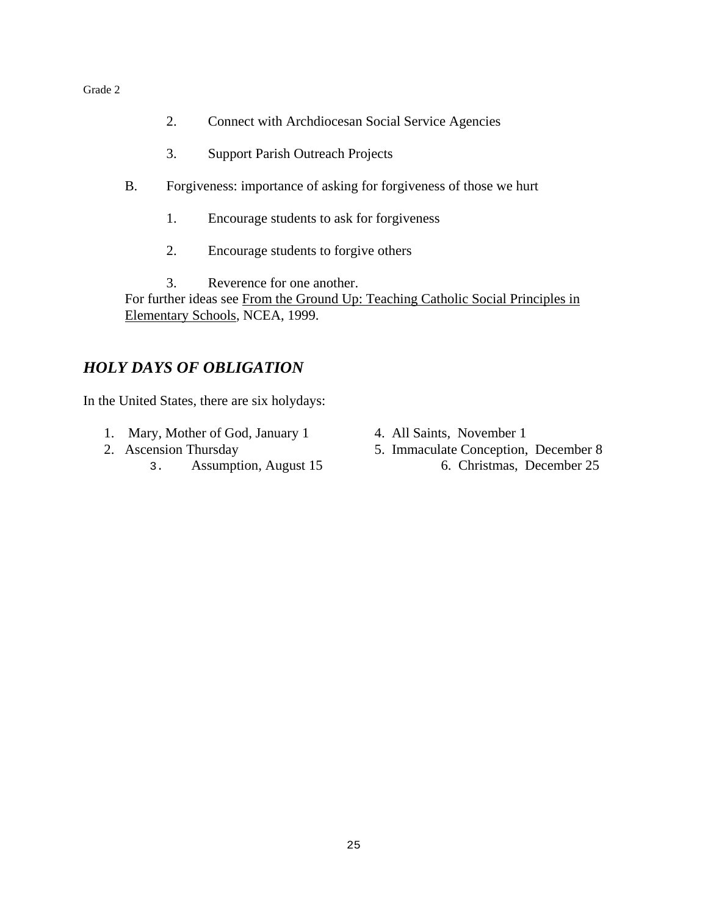2. Connect with Archdiocesan Social Service Agencies

3. Support Parish Outreach Projects

B. Forgiveness: importance of asking for forgiveness of those we hurt

1. Encourage students to ask for forgiveness

2. Encourage students to forgive others

3. Reverence for one another.

For further ideas see <u>From the Ground Up: Teaching Catholic Social Principles in Elementary Schools</u>, NCEA, 1999.

## *HOLY DAYS OF OBLIGATION*

In the United States, there are six holydays:

1. Mary, Mother of God, January 1
2. Ascension Thursday
3. Assumption, August 15
4. All Saints, November 1
5. Immaculate Conception, December 8
6. Christmas, December 25